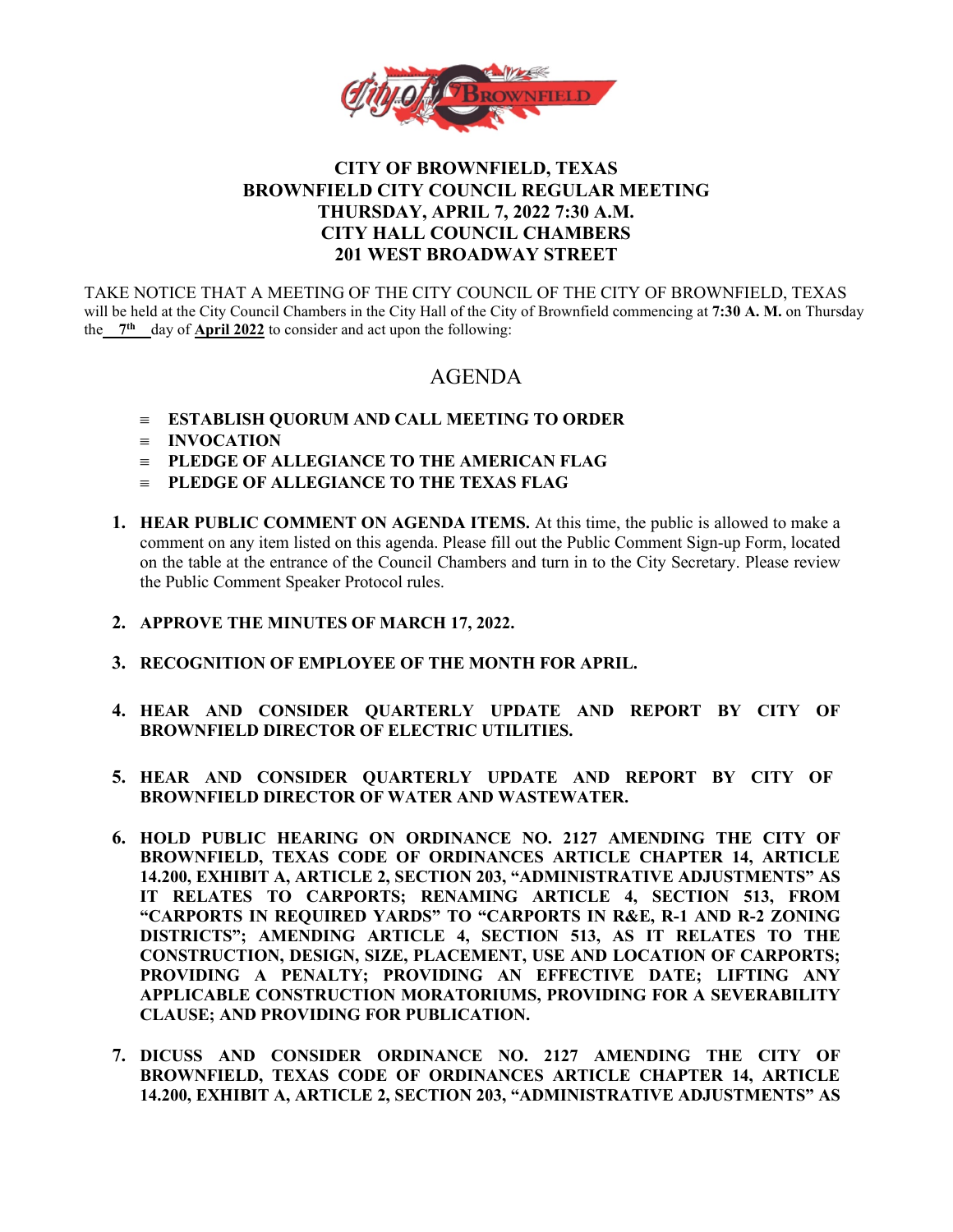# CITY OF BROWNFIELD, TEXAS
## BROWNFIELD CITY COUNCIL REGULAR MEETING
## THURSDAY, APRIL 7, 2022 7:30 A.M.
## CITY HALL COUNCIL CHAMBERS
## 201 WEST BROADWAY STREET

TAKE NOTICE THAT A MEETING OF THE CITY COUNCIL OF THE CITY OF BROWNFIELD, TEXAS will be held at the City Council Chambers in the City Hall of the City of Brownfield commencing at **7:30 A. M.** on Thursday the **7th** day of **April 2022** to consider and act upon the following:

## AGENDA

- **ESTABLISH QUORUM AND CALL MEETING TO ORDER**
- **INVOCATION**
- **PLEDGE OF ALLEGIANCE TO THE AMERICAN FLAG**
- **PLEDGE OF ALLEGIANCE TO THE TEXAS FLAG**

1. **HEAR PUBLIC COMMENT ON AGENDA ITEMS.** At this time, the public is allowed to make a comment on any item listed on this agenda. Please fill out the Public Comment Sign-up Form, located on the table at the entrance of the Council Chambers and turn in to the City Secretary. Please review the Public Comment Speaker Protocol rules.

2. **APPROVE THE MINUTES OF MARCH 17, 2022.**

3. **RECOGNITION OF EMPLOYEE OF THE MONTH FOR APRIL.**

4. **HEAR AND CONSIDER QUARTERLY UPDATE AND REPORT BY CITY OF BROWNFIELD DIRECTOR OF ELECTRIC UTILITIES.**

5. **HEAR AND CONSIDER QUARTERLY UPDATE AND REPORT BY CITY OF BROWNFIELD DIRECTOR OF WATER AND WASTEWATER.**

6. **HOLD PUBLIC HEARING ON ORDINANCE NO. 2127 AMENDING THE CITY OF BROWNFIELD, TEXAS CODE OF ORDINANCES ARTICLE CHAPTER 14, ARTICLE 14.200, EXHIBIT A, ARTICLE 2, SECTION 203, "ADMINISTRATIVE ADJUSTMENTS" AS IT RELATES TO CARPORTS; RENAMING ARTICLE 4, SECTION 513, FROM "CARPORTS IN REQUIRED YARDS" TO "CARPORTS IN R&E, R-1 AND R-2 ZONING DISTRICTS"; AMENDING ARTICLE 4, SECTION 513, AS IT RELATES TO THE CONSTRUCTION, DESIGN, SIZE, PLACEMENT, USE AND LOCATION OF CARPORTS; PROVIDING A PENALTY; PROVIDING AN EFFECTIVE DATE; LIFTING ANY APPLICABLE CONSTRUCTION MORATORIUMS, PROVIDING FOR A SEVERABILITY CLAUSE; AND PROVIDING FOR PUBLICATION.**

7. **DICUSS AND CONSIDER ORDINANCE NO. 2127 AMENDING THE CITY OF BROWNFIELD, TEXAS CODE OF ORDINANCES ARTICLE CHAPTER 14, ARTICLE 14.200, EXHIBIT A, ARTICLE 2, SECTION 203, "ADMINISTRATIVE ADJUSTMENTS" AS**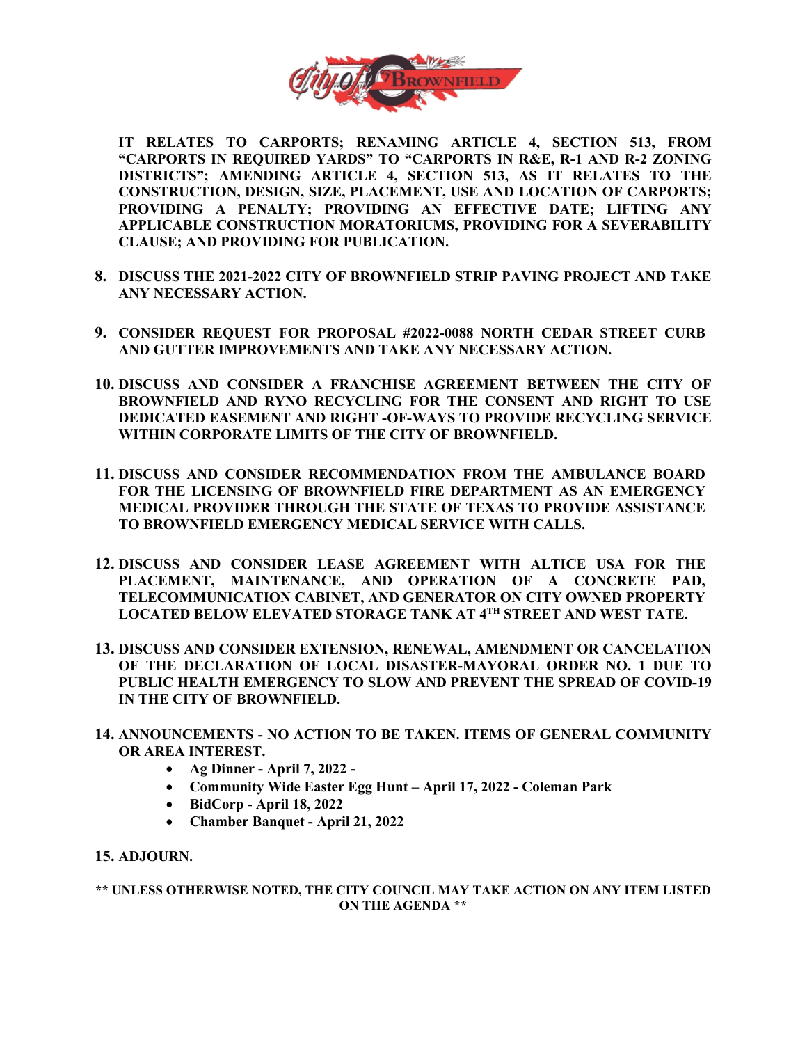**IT RELATES TO CARPORTS; RENAMING ARTICLE 4, SECTION 513, FROM "CARPORTS IN REQUIRED YARDS" TO "CARPORTS IN R&E, R-1 AND R-2 ZONING DISTRICTS"; AMENDING ARTICLE 4, SECTION 513, AS IT RELATES TO THE CONSTRUCTION, DESIGN, SIZE, PLACEMENT, USE AND LOCATION OF CARPORTS; PROVIDING A PENALTY; PROVIDING AN EFFECTIVE DATE; LIFTING ANY APPLICABLE CONSTRUCTION MORATORIUMS, PROVIDING FOR A SEVERABILITY CLAUSE; AND PROVIDING FOR PUBLICATION.**

8. **DISCUSS THE 2021-2022 CITY OF BROWNFIELD STRIP PAVING PROJECT AND TAKE ANY NECESSARY ACTION.**

9. **CONSIDER REQUEST FOR PROPOSAL #2022-0088 NORTH CEDAR STREET CURB AND GUTTER IMPROVEMENTS AND TAKE ANY NECESSARY ACTION.**

10. **DISCUSS AND CONSIDER A FRANCHISE AGREEMENT BETWEEN THE CITY OF BROWNFIELD AND RYNO RECYCLING FOR THE CONSENT AND RIGHT TO USE DEDICATED EASEMENT AND RIGHT -OF-WAYS TO PROVIDE RECYCLING SERVICE WITHIN CORPORATE LIMITS OF THE CITY OF BROWNFIELD.**

11. **DISCUSS AND CONSIDER RECOMMENDATION FROM THE AMBULANCE BOARD FOR THE LICENSING OF BROWNFIELD FIRE DEPARTMENT AS AN EMERGENCY MEDICAL PROVIDER THROUGH THE STATE OF TEXAS TO PROVIDE ASSISTANCE TO BROWNFIELD EMERGENCY MEDICAL SERVICE WITH CALLS.**

12. **DISCUSS AND CONSIDER LEASE AGREEMENT WITH ALTICE USA FOR THE PLACEMENT, MAINTENANCE, AND OPERATION OF A CONCRETE PAD, TELECOMMUNICATION CABINET, AND GENERATOR ON CITY OWNED PROPERTY LOCATED BELOW ELEVATED STORAGE TANK AT 4TH STREET AND WEST TATE.**

13. **DISCUSS AND CONSIDER EXTENSION, RENEWAL, AMENDMENT OR CANCELATION OF THE DECLARATION OF LOCAL DISASTER-MAYORAL ORDER NO. 1 DUE TO PUBLIC HEALTH EMERGENCY TO SLOW AND PREVENT THE SPREAD OF COVID-19 IN THE CITY OF BROWNFIELD.**

14. **ANNOUNCEMENTS - NO ACTION TO BE TAKEN. ITEMS OF GENERAL COMMUNITY OR AREA INTEREST.**
    - **Ag Dinner - April 7, 2022 -**
    - **Community Wide Easter Egg Hunt – April 17, 2022 - Coleman Park**
    - **BidCorp - April 18, 2022**
    - **Chamber Banquet - April 21, 2022**

15. **ADJOURN.**

**** UNLESS OTHERWISE NOTED, THE CITY COUNCIL MAY TAKE ACTION ON ANY ITEM LISTED ON THE AGENDA ****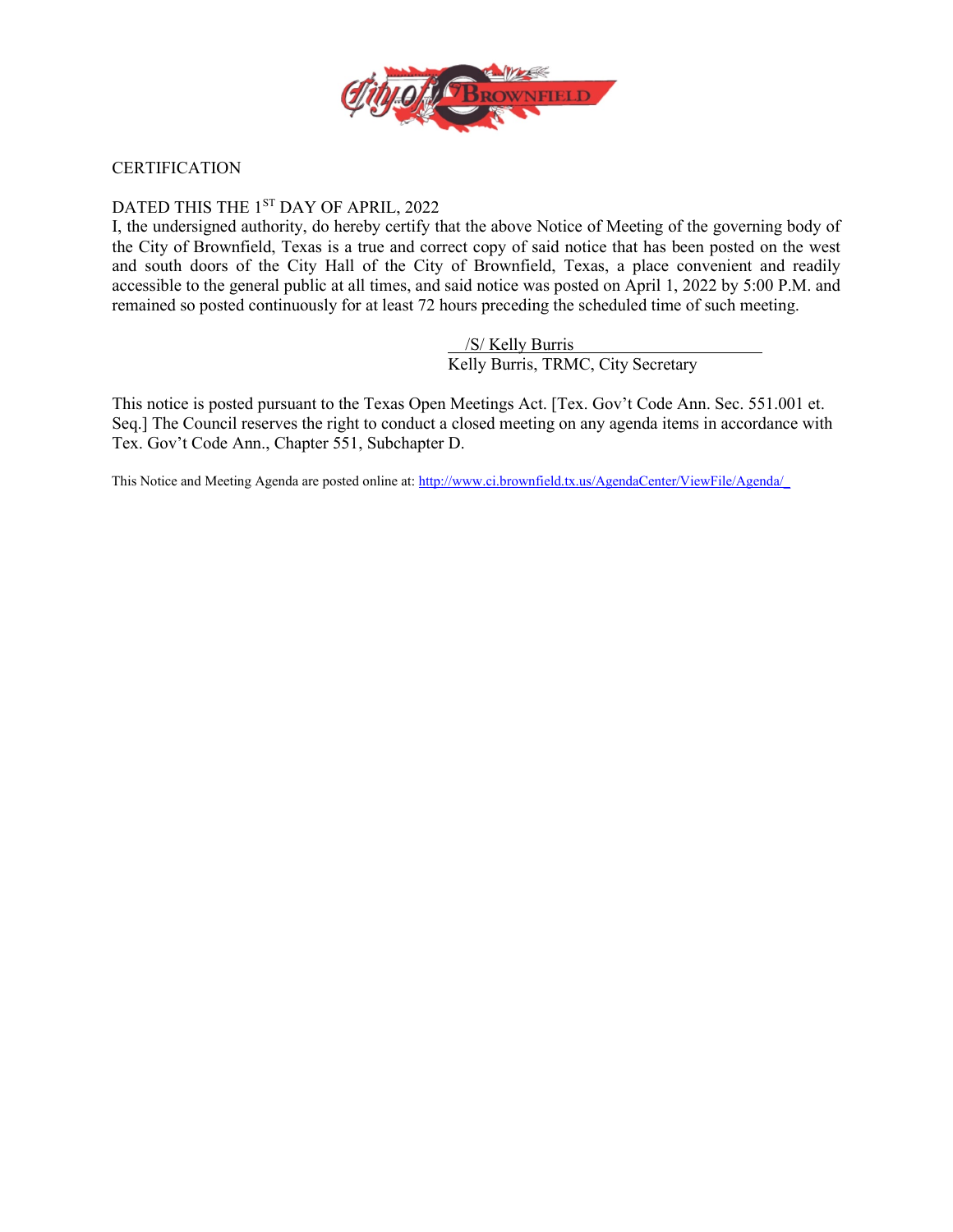CERTIFICATION

DATED THIS THE 1ST DAY OF APRIL, 2022

I, the undersigned authority, do hereby certify that the above Notice of Meeting of the governing body of the City of Brownfield, Texas is a true and correct copy of said notice that has been posted on the west and south doors of the City Hall of the City of Brownfield, Texas, a place convenient and readily accessible to the general public at all times, and said notice was posted on April 1, 2022 by 5:00 P.M. and remained so posted continuously for at least 72 hours preceding the scheduled time of such meeting.

/S/ Kelly Burris
Kelly Burris, TRMC, City Secretary

This notice is posted pursuant to the Texas Open Meetings Act. [Tex. Gov't Code Ann. Sec. 551.001 et. Seq.] The Council reserves the right to conduct a closed meeting on any agenda items in accordance with Tex. Gov't Code Ann., Chapter 551, Subchapter D.

This Notice and Meeting Agenda are posted online at: http://www.ci.brownfield.tx.us/AgendaCenter/ViewFile/Agenda/_